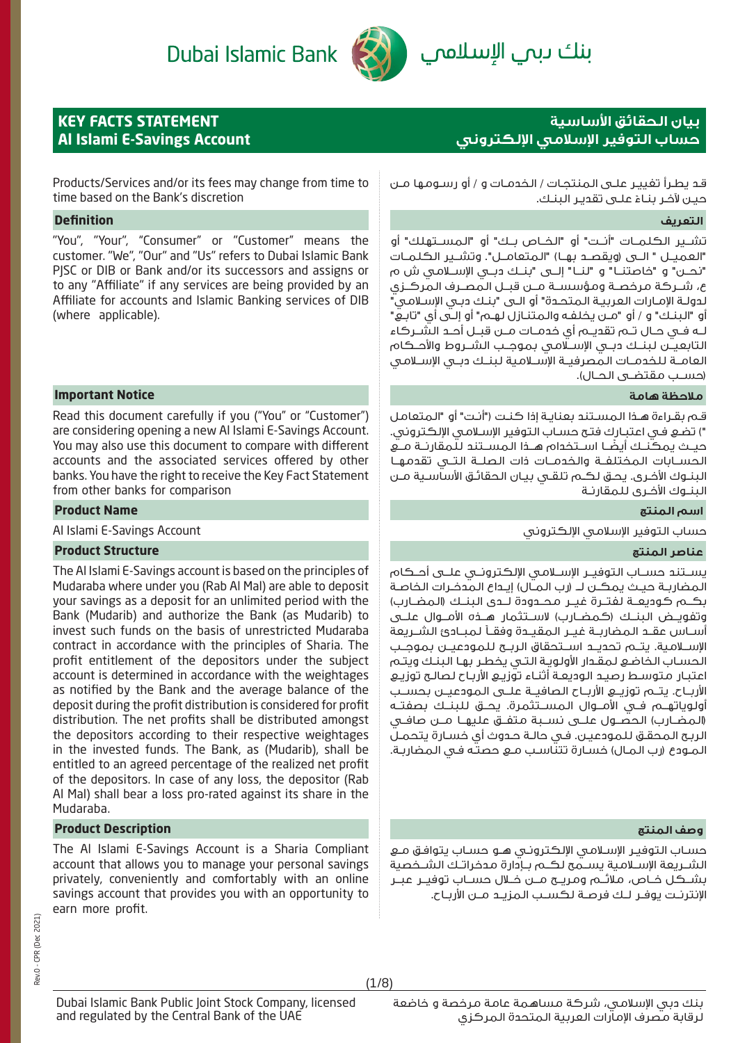Dubai Islamic Bank بنك دبي الإسلامي

# KEY FACTS STATEMENT
# Al Islami E-Savings Account

# بيان الحقائق الأساسية
# حساب التوفير الإسلامي الإلكتروني

Products/Services and/or its fees may change from time to time based on the Bank's discretion

قد يطرأ تغيير على المنتجات / الخدمات و / أو رسومها من حين لآخر بناءً على تقدير البنك.

## Definition

"You", "Your", "Consumer" or "Customer" means the customer. "We", "Our" and "Us" refers to Dubai Islamic Bank PJSC or DIB or Bank and/or its successors and assigns or to any "Affiliate" if any services are being provided by an Affiliate for accounts and Islamic Banking services of DIB (where applicable).

## التعريف

تشير الكلمات "أنت" أو "الخاص بك" أو "المستهلك" أو "العميل " الى (ويقصد بها) "المتعامل". وتشير الكلمات "نحن" و "خاصتنا" و "لنا" إلى "بنك دبي الإسلامي ش م ع، شركة مرخصة ومؤسسة من قبل المصرف المركزي لدولة الإمارات العربية المتحدة" أو الى "بنك دبي الإسلامي" أو "البنك" و / أو "من يخلفه والمتنازل لهم" أو إلى أي "تابع" له في حال تم تقديم أي خدمات من قبل أحد الشركاء التابعين لبنك دبي الإسلامي بموجب الشروط والأحكام العامة للخدمات المصرفية الإسلامية لبنك دبي الإسلامي (حسب مقتضى الحال).

## Important Notice

Read this document carefully if you ("You" or "Customer") are considering opening a new Al Islami E-Savings Account. You may also use this document to compare with different accounts and the associated services offered by other banks. You have the right to receive the Key Fact Statement from other banks for comparison

## ملاحظة هامة

قم بقراءة هذا المستند بعناية إذا كنت ("أنت" أو "المتعامل ") تضع في اعتبارك فتح حساب التوفير الإسلامي الإلكتروني. حيث يمكنك أيضا استخدام هذا المستند للمقارنة مع الحسابات المختلفة والخدمات ذات الصلة التي تقدمها البنوك الأخرى. يحق لكم تلقي بيان الحقائق الأساسية من البنوك الأخرى للمقارنة

## Product Name

Al Islami E-Savings Account

## اسم المنتج

حساب التوفير الإسلامي الإلكتروني

## Product Structure

The Al Islami E-Savings account is based on the principles of Mudaraba where under you (Rab Al Mal) are able to deposit your savings as a deposit for an unlimited period with the Bank (Mudarib) and authorize the Bank (as Mudarib) to invest such funds on the basis of unrestricted Mudaraba contract in accordance with the principles of Sharia. The profit entitlement of the depositors under the subject account is determined in accordance with the weightages as notified by the Bank and the average balance of the deposit during the profit distribution is considered for profit distribution. The net profits shall be distributed amongst the depositors according to their respective weightages in the invested funds. The Bank, as (Mudarib), shall be entitled to an agreed percentage of the realized net profit of the depositors. In case of any loss, the depositor (Rab Al Mal) shall bear a loss pro-rated against its share in the Mudaraba.

## عناصر المنتج

يستند حساب التوفير الإسلامي الإلكتروني على أحكام المضاربة حيث يمكن لـ (رب المال) إيداع المدخرات الخاصة بكم كوديعة لفترة غير محدودة لدى البنك (المضارب) وتفويض البنك (كمضارب) لاستثمار هذه الأموال على أساس عقد المضاربة غير المقيدة وفقاً لمبادئ الشريعة الإسلامية. يتم تحديد استحقاق الربح للمودعين بموجب الحساب الخاضع لمقدار الأولوية التي يخطر بها البنك ويتم اعتبار متوسط رصيد الوديعة أثناء توزيع الأرباح لصالح توزيع الأرباح. يتم توزيع الأرباح الصافية على المودعين بحسب أولوياتهم في الأموال المستثمرة. يحق للبنك بصفته (المضارب) الحصول على نسبة متفق عليها من صافي الربح المحقق للمودعين. في حالة حدوث أي خسارة يتحمل المودع (رب المال) خسارة تتناسب مع حصته في المضاربة.

## Product Description

The Al Islami E-Savings Account is a Sharia Compliant account that allows you to manage your personal savings privately, conveniently and comfortably with an online savings account that provides you with an opportunity to earn more profit.

## وصف المنتج

حساب التوفير الإسلامي الإلكتروني هو حساب يتوافق مع الشريعة الإسلامية يسمح لكم بإدارة مدخراتك الشخصية بشكل خاص، ملائم ومريح من خلال حساب توفير عبر الإنترنت يوفر لك فرصة لكسب المزيد من الأرباح.

Rev.0 - CPR (Dec 2021)

Dubai Islamic Bank Public Joint Stock Company, licensed and regulated by the Central Bank of the UAE

بنك دبي الإسلامي، شركة مساهمة عامة مرخصة و خاضعة لرقابة مصرف الإمارات العربية المتحدة المركزي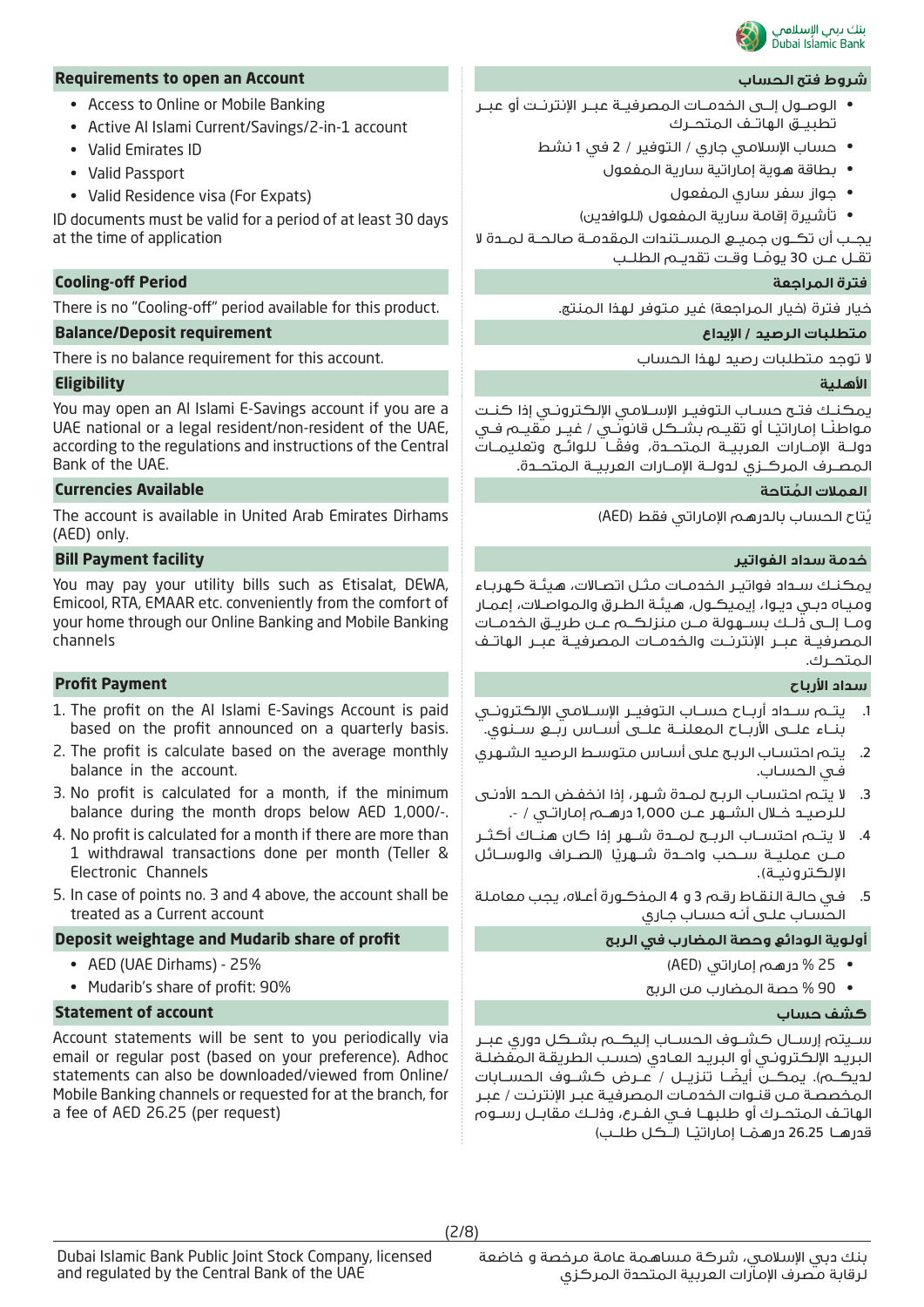## Requirements to open an Account

- Access to Online or Mobile Banking
- Active Al Islami Current/Savings/2-in-1 account
- Valid Emirates ID
- Valid Passport
- Valid Residence visa (For Expats)

ID documents must be valid for a period of at least 30 days at the time of application

## Cooling-off Period

There is no "Cooling-off" period available for this product.

## Balance/Deposit requirement

There is no balance requirement for this account.

## Eligibility

You may open an Al Islami E-Savings account if you are a UAE national or a legal resident/non-resident of the UAE, according to the regulations and instructions of the Central Bank of the UAE.

## Currencies Available

The account is available in United Arab Emirates Dirhams (AED) only.

## Bill Payment facility

You may pay your utility bills such as Etisalat, DEWA, Emicool, RTA, EMAAR etc. conveniently from the comfort of your home through our Online Banking and Mobile Banking channels

## Profit Payment

1. The profit on the Al Islami E-Savings Account is paid based on the profit announced on a quarterly basis.
2. The profit is calculate based on the average monthly balance in the account.
3. No profit is calculated for a month, if the minimum balance during the month drops below AED 1,000/-.
4. No profit is calculated for a month if there are more than 1 withdrawal transactions done per month (Teller & Electronic Channels)
5. In case of points no. 3 and 4 above, the account shall be treated as a Current account

## Deposit weightage and Mudarib share of profit

- AED (UAE Dirhams) - 25%
- Mudarib's share of profit: 90%

## Statement of account

Account statements will be sent to you periodically via email or regular post (based on your preference). Adhoc statements can also be downloaded/viewed from Online/Mobile Banking channels or requested for at the branch, for a fee of AED 26.25 (per request)

## شروط فتح الحساب

- الوصول إلى الخدمات المصرفية عبر الإنترنت أو عبر تطبيق الهاتف المتحرك
- حساب الإسلامي جاري / التوفير / 2 في 1 نشط
- بطاقة هوية إماراتية سارية المفعول
- جواز سفر ساري المفعول
- تأشيرة إقامة سارية المفعول (للوافدين)

يجب أن تكون جميع المستندات المقدمة صالحة لمدة لا تقل عن 30 يومًا وقت تقديم الطلب

## فترة المراجعة

خيار فترة (خيار المراجعة) غير متوفر لهذا المنتج.

## متطلبات الرصيد / الإيداع

لا توجد متطلبات رصيد لهذا الحساب

## الأهلية

يمكنك فتح حساب التوفير الإسلامي الإلكتروني إذا كنت مواطنًا إماراتيًا أو تقيم بشكل قانوني / غير مقيم في دولة الإمارات العربية المتحدة، وفقًا للوائح وتعليمات المصرف المركزي لدولة الإمارات العربية المتحدة.

## العملات المُتاحة

يُتاح الحساب بالدرهم الإماراتي فقط (AED)

## خدمة سداد الفواتير

يمكنك سداد فواتير الخدمات مثل اتصالات، هيئة كهرباء ومياه دبي ديوا، إيميكول، هيئة الطرق والمواصلات، إعمار وما إلى ذلك بسهولة من منزلكم عن طريق الخدمات المصرفية عبر الإنترنت والخدمات المصرفية عبر الهاتف المتحرك.

## سداد الأرباح

1. يتم سداد أرباح حساب التوفير الإسلامي الإلكتروني بناء على الأرباح المعلنة على أساس ربع سنوي.
2. يتم احتساب الربح على أساس متوسط الرصيد الشهري في الحساب.
3. لا يتم احتساب الربح لمدة شهر، إذا انخفض الحد الأدنى للرصيد خلال الشهر عن 1,000 درهم إماراتي / -.
4. لا يتم احتساب الربح لمدة شهر إذا كان هناك أكثر من عملية سحب واحدة شهريًا (الصراف والوسائل الإلكترونية).
5. في حالة النقاط رقم 3 و 4 المذكورة أعلاه، يجب معاملة الحساب على أنه حساب جاري

## أولوية الودائع وحصة المضارب في الربح

- 25 % درهم إماراتي (AED)
- 90 % حصة المضارب من الربح

## كشف حساب

سيتم إرسال كشوف الحساب إليكم بشكل دوري عبر البريد الإلكتروني أو البريد العادي (حسب الطريقة المفضلة لديكم). يمكن أيضًا تنزيل / عرض كشوف الحسابات المخصصة من قنوات الخدمات المصرفية عبر الإنترنت / عبر الهاتف المتحرك أو طلبها في الفرع، وذلك مقابل رسوم قدرها 26.25 درهمًا إماراتيًا (لكل طلب)

Dubai Islamic Bank Public Joint Stock Company, licensed and regulated by the Central Bank of the UAE

بنك دبي الإسلامي، شركة مساهمة عامة مرخصة و خاضعة لرقابة مصرف الإمارات العربية المتحدة المركزي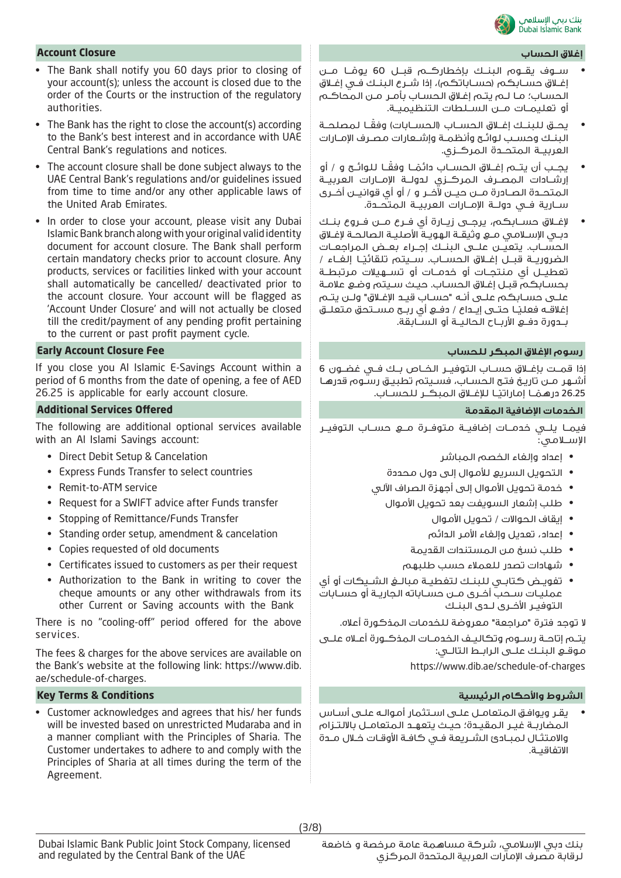## Account Closure

- The Bank shall notify you 60 days prior to closing of your account(s); unless the account is closed due to the order of the Courts or the instruction of the regulatory authorities.
- The Bank has the right to close the account(s) according to the Bank's best interest and in accordance with UAE Central Bank's regulations and notices.
- The account closure shall be done subject always to the UAE Central Bank's regulations and/or guidelines issued from time to time and/or any other applicable laws of the United Arab Emirates.
- In order to close your account, please visit any Dubai Islamic Bank branch along with your original valid identity document for account closure. The Bank shall perform certain mandatory checks prior to account closure. Any products, services or facilities linked with your account shall automatically be cancelled/ deactivated prior to the account closure. Your account will be flagged as 'Account Under Closure' and will not actually be closed till the credit/payment of any pending profit pertaining to the current or past profit payment cycle.

## Early Account Closure Fee

If you close you Al Islamic E-Savings Account within a period of 6 months from the date of opening, a fee of AED 26.25 is applicable for early account closure.

## Additional Services Offered

The following are additional optional services available with an Al Islami Savings account:

- Direct Debit Setup & Cancelation
- Express Funds Transfer to select countries
- Remit-to-ATM service
- Request for a SWIFT advice after Funds transfer
- Stopping of Remittance/Funds Transfer
- Standing order setup, amendment & cancelation
- Copies requested of old documents
- Certificates issued to customers as per their request
- Authorization to the Bank in writing to cover the cheque amounts or any other withdrawals from its other Current or Saving accounts with the Bank

There is no "cooling-off" period offered for the above services.

The fees & charges for the above services are available on the Bank's website at the following link: https://www.dib.ae/schedule-of-charges.

## Key Terms & Conditions

- Customer acknowledges and agrees that his/ her funds will be invested based on unrestricted Mudaraba and in a manner compliant with the Principles of Sharia. The Customer undertakes to adhere to and comply with the Principles of Sharia at all times during the term of the Agreement.

## إغلاق الحساب

- سوف يقوم البنك بإخطاركم قبل 60 يومًا من إغلاق حسابكم (حساباتكم)، إذا شرع البنك في إغلاق الحساب؛ ما لم يتم إغلاق الحساب بأمر من المحاكم أو تعليمات من السلطات التنظيمية.
- يحق للبنك إغلاق الحساب (الحسابات) وفقًا لمصلحة البنك وحسب لوائح وأنظمة وإشعارات مصرف الإمارات العربية المتحدة المركزي.
- يجب أن يتم إغلاق الحساب دائمًا وفقًا للوائح و / أو إرشادات المصرف المركزي لدولة الإمارات العربية المتحدة الصادرة من حين لآخر و / أو أي قوانين أخرى سارية في دولة الإمارات العربية المتحدة.
- لإغلاق حسابكم، يرجى زيارة أي فرع من فروع بنك دبي الإسلامي مع وثيقة الهوية الأصلية الصالحة لإغلاق الحساب. يتعين على البنك إجراء بعض المراجعات الضرورية قبل إغلاق الحساب. سيتم تلقائيًا إلغاء / تعطيل أي منتجات أو خدمات أو تسهيلات مرتبطة بحسابكم قبل إغلاق الحساب. حيث سيتم وضع علامة على حسابكم على أنه "حساب قيد الإغلاق" ولن يتم إغلاقه فعليًا حتى إيداع / دفع أي ربح مستحق متعلق بدورة دفع الأرباح الحالية أو السابقة.

## رسوم الإغلاق المبكر للحساب

إذا قمت بإغلاق حساب التوفير الخاص بك في غضون 6 أشهر من تاريخ فتح الحساب، فسيتم تطبيق رسوم قدرها 26.25 درهمًا إماراتيًا للإغلاق المبكر للحساب.

## الخدمات الإضافية المقدمة

فيما يلي خدمات إضافية متوفرة مع حساب التوفير الإسلامي:

- إعداد وإلغاء الخصم المباشر
- التحويل السريع للأموال إلى دول محددة
- خدمة تحويل الأموال إلى أجهزة الصراف الآلي
- طلب إشعار السويفت بعد تحويل الأموال
- إيقاف الحوالات / تحويل الأموال
- إعداد، تعديل وإلغاء الأمر الدائم
- طلب نسخ من المستندات القديمة
- شهادات تصدر للعملاء حسب طلبهم
- تفويض كتابي للبنك لتغطية مبالغ الشيكات أو أي عمليات سحب أخرى من حساباته الجارية أو حسابات التوفير الأخرى لدى البنك

لا توجد فترة "مراجعة" معروضة للخدمات المذكورة أعلاه.

يتم إتاحة رسوم وتكاليف الخدمات المذكورة أعلاه على موقع البنك على الرابط التالي:

https://www.dib.ae/schedule-of-charges

## الشروط والأحكام الرئيسية

- يقر ويوافق المتعامل على استثمار أمواله على أساس المضاربة غير المقيدة؛ حيث يتعهد المتعامل بالالتزام والامتثال لمبادئ الشريعة في كافة الأوقات خلال مدة الاتفاقية.

Dubai Islamic Bank Public Joint Stock Company, licensed and regulated by the Central Bank of the UAE

بنك دبي الإسلامي، شركة مساهمة عامة مرخصة و خاضعة لرقابة مصرف الإمارات العربية المتحدة المركزي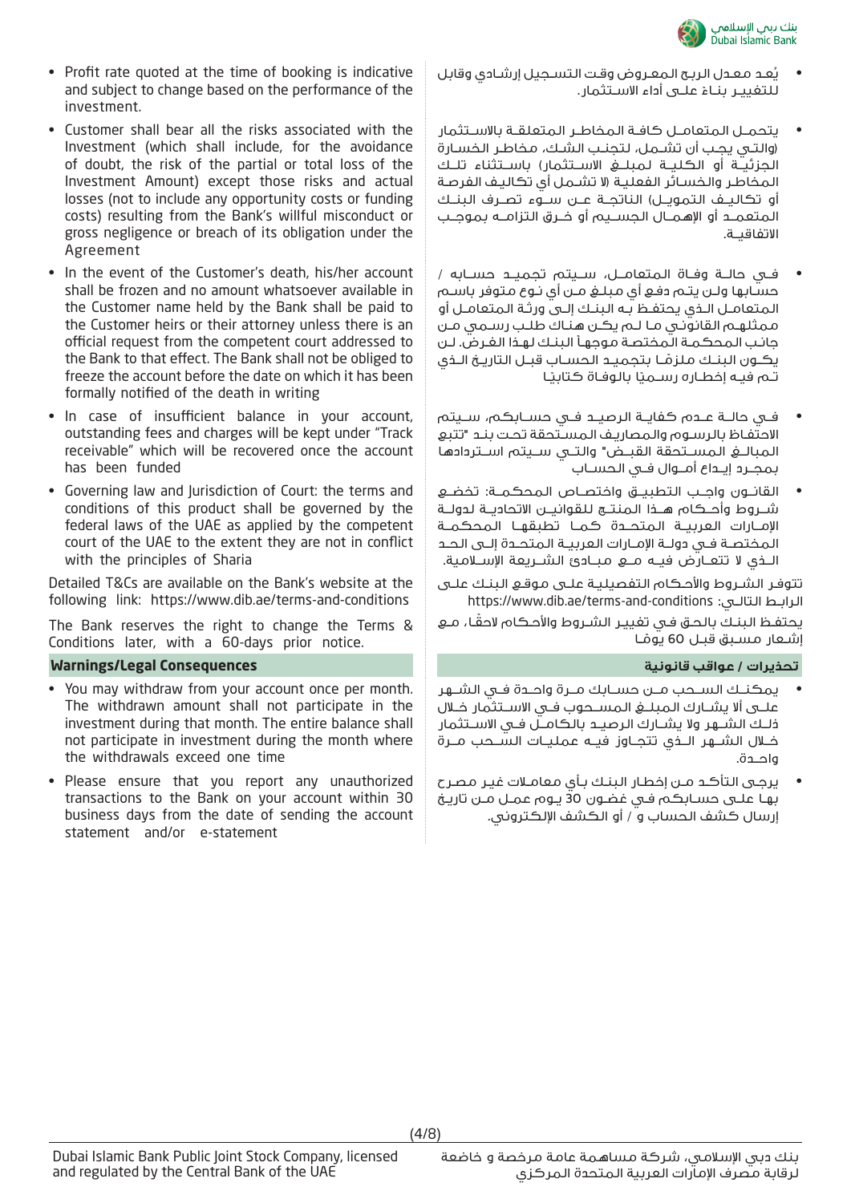- Profit rate quoted at the time of booking is indicative and subject to change based on the performance of the investment.
- Customer shall bear all the risks associated with the Investment (which shall include, for the avoidance of doubt, the risk of the partial or total loss of the Investment Amount) except those risks and actual losses (not to include any opportunity costs or funding costs) resulting from the Bank's willful misconduct or gross negligence or breach of its obligation under the Agreement
- In the event of the Customer's death, his/her account shall be frozen and no amount whatsoever available in the Customer name held by the Bank shall be paid to the Customer heirs or their attorney unless there is an official request from the competent court addressed to the Bank to that effect. The Bank shall not be obliged to freeze the account before the date on which it has been formally notified of the death in writing
- In case of insufficient balance in your account, outstanding fees and charges will be kept under "Track receivable" which will be recovered once the account has been funded
- Governing law and Jurisdiction of Court: the terms and conditions of this product shall be governed by the federal laws of the UAE as applied by the competent court of the UAE to the extent they are not in conflict with the principles of Sharia

Detailed T&Cs are available on the Bank's website at the following link: https://www.dib.ae/terms-and-conditions

The Bank reserves the right to change the Terms & Conditions later, with a 60-days prior notice.

## Warnings/Legal Consequences

- You may withdraw from your account once per month. The withdrawn amount shall not participate in the investment during that month. The entire balance shall not participate in investment during the month where the withdrawals exceed one time
- Please ensure that you report any unauthorized transactions to the Bank on your account within 30 business days from the date of sending the account statement and/or e-statement

- يُعد معدل الربح المعروض وقت التسجيل إرشادي وقابل للتغيير بناءً على أداء الاستثمار.
- يتحمل المتعامل كافة المخاطر المتعلقة بالاستثمار (والتي يجب أن تشمل، لتجنب الشك، مخاطر الخسارة الجزئية أو الكلية لمبلغ الاستثمار) باستثناء تلك المخاطر والخسائر الفعلية (لا تشمل أي تكاليف الفرصة أو تكاليف التمويل) الناتجة عن سوء تصرف البنك المتعمد أو الإهمال الجسيم أو خرق التزامه بموجب الاتفاقية.
- في حالة وفاة المتعامل، سيتم تجميد حسابه / حسابها ولن يتم دفع أي مبلغ من أي نوع متوفر باسم المتعامل الذي يحتفظ به البنك إلى ورثة المتعامل أو ممثلهم القانوني ما لم يكن هناك طلب رسمي من جانب المحكمة المختصة موجهاً البنك لهذا الغرض. لن يكون البنك ملزمًا بتجميد الحساب قبل التاريخ الذي تم فيه إخطاره رسميًا بالوفاة كتابيًا
- في حالة عدم كفاية الرصيد في حسابكم، سيتم الاحتفاظ بالرسوم والمصاريف المستحقة تحت بند "تتبع المبالغ المستحقة القبض" والتي سيتم استردادها بمجرد إيداع أموال في الحساب
- القانون واجب التطبيق واختصاص المحكمة: تخضع شروط وأحكام هذا المنتج للقوانين الاتحادية لدولة الإمارات العربية المتحدة كما تطبقها المحكمة المختصة في دولة الإمارات العربية المتحدة إلى الحد الذي لا تتعارض فيه مع مبادئ الشريعة الإسلامية.

تتوفر الشروط والأحكام التفصيلية على موقع البنك على الرابط التالي: https://www.dib.ae/terms-and-conditions

يحتفظ البنك بالحق في تغيير الشروط والأحكام لاحقًا، مع إشعار مسبق قبل 60 يومًا

## تحذيرات / عواقب قانونية

- يمكنك السحب من حسابك مرة واحدة في الشهر على ألا يشارك المبلغ المسحوب في الاستثمار خلال ذلك الشهر ولا يشارك الرصيد بالكامل في الاستثمار خلال الشهر الذي تتجاوز فيه عمليات السحب مرة واحدة.
- يرجى التأكد من إخطار البنك بأي معاملات غير مصرح بها على حسابكم في غضون 30 يوم عمل من تاريخ إرسال كشف الحساب و / أو الكشف الإلكتروني.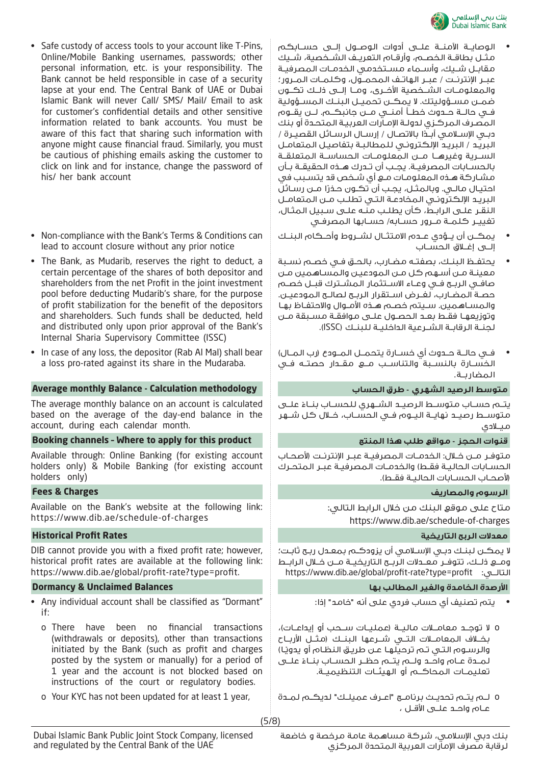- Safe custody of access tools to your account like T-Pins, Online/Mobile Banking usernames, passwords; other personal information, etc. is your responsibility. The Bank cannot be held responsible in case of a security lapse at your end. The Central Bank of UAE or Dubai Islamic Bank will never Call/ SMS/ Mail/ Email to ask for customer's confidential details and other sensitive information related to bank accounts. You must be aware of this fact that sharing such information with anyone might cause financial fraud. Similarly, you must be cautious of phishing emails asking the customer to click on link and for instance, change the password of his/ her bank account

- الوصاية الآمنة على أدوات الوصول إلى حسابكم مثل بطاقة الخصم، وأرقام التعريف الشخصية، شيك مقابل شيك، وأسماء مستخدمي الخدمات المصرفية عبر الإنترنت / عبر الهاتف المحمول، وكلمات المرور؛ والمعلومات الشخصية الأخرى، وما إلى ذلك تكون ضمن مسؤوليتك. لا يمكن تحميل البنك المسؤولية في حالة حدوث خطأ أمني من جانبكم. لن يقوم المصرف المركزي لدولة الإمارات العربية المتحدة أو بنك دبي الإسلامي أبدًا بالاتصال / إرسال الرسائل القصيرة / البريد / البريد الإلكتروني للمطالبة بتفاصيل المتعامل السرية وغيرها من المعلومات الحساسة المتعلقة بالحسابات المصرفية. يجب أن تدرك هذه الحقيقة بأن مشاركة هذه المعلومات مع أي شخص قد يتسبب في احتيال مالي. وبالمثل، يجب أن تكون حذرًا من رسائل البريد الإلكتروني المخادعة التي تطلب من المتعامل النقر على الرابط، كأن يطلب منه على سبيل المثال، تغيير كلمة مرور حسابه/ حسابها المصرفي

- Non-compliance with the Bank's Terms & Conditions can lead to account closure without any prior notice

- يمكن أن يؤدي عدم الامتثال لشروط وأحكام البنك إلى إغلاق الحساب

- The Bank, as Mudarib, reserves the right to deduct, a certain percentage of the shares of both depositor and shareholders from the net Profit in the joint investment pool before deducting Mudarib's share, for the purpose of profit stabilization for the benefit of the depositors and shareholders. Such funds shall be deducted, held and distributed only upon prior approval of the Bank's Internal Sharia Supervisory Committee (ISSC)

- يحتفظ البنك، بصفته مضارب، بالحق في خصم نسبة معينة من أسهم كل من المودعين والمساهمين من صافي الربح في وعاء الاستثمار المشترك قبل خصم حصة المضارب، لغرض استقرار الربح لصالح المودعين. والمساهمين. سيتم خصم هذه الأموال والاحتفاظ بها وتوزيعها فقط بعد الحصول على موافقة مسبقة من لجنة الرقابة الشرعية الداخلية للبنك (ISSC).

- In case of any loss, the depositor (Rab Al Mal) shall bear a loss pro-rated against its share in the Mudaraba.

- في حالة حدوث أي خسارة يتحمل المودع (رب المال) الخسارة بالنسبة والتناسب مع مقدار حصته في المضاربة.

## Average monthly Balance - Calculation methodology

## متوسط الرصيد الشهري - طرق الحساب

The average monthly balance on an account is calculated based on the average of the day-end balance in the account, during each calendar month.

يتم حساب متوسط الرصيد الشهري للحساب بناء على متوسط رصيد نهاية اليوم في الحساب، خلال كل شهر ميلادي

## Booking channels - Where to apply for this product

## قنوات الحجز - مواقع طلب هذا المنتج

Available through: Online Banking (for existing account holders only) & Mobile Banking (for existing account holders only)

متوفر من خلال: الخدمات المصرفية عبر الإنترنت (لأصحاب الحسابات الحالية فقط) والخدمات المصرفية عبر المتحرك (لأصحاب الحسابات الحالية فقط).

## Fees & Charges

## الرسوم والمصاريف

Available on the Bank's website at the following link: https://www.dib.ae/schedule-of-charges

متاح على موقع البنك من خلال الرابط التالي: https://www.dib.ae/schedule-of-charges

## Historical Profit Rates

## معدلات الربح التاريخية

DIB cannot provide you with a fixed profit rate; however, historical profit rates are available at the following link: https://www.dib.ae/global/profit-rate?type=profit.

لا يمكن لبنك دبي الإسلامي أن يزودكم بمعدل ربح ثابت؛ ومع ذلك، تتوفر معدلات الربح التاريخية من خلال الرابط التالي: https://www.dib.ae/global/profit-rate?type=profit

## Dormancy & Unclaimed Balances

## الأرصدة الخامدة والغير المطالب بها

- Any individual account shall be classified as "Dormant" if:
  - o There have been no financial transactions (withdrawals or deposits), other than transactions initiated by the Bank (such as profit and charges posted by the system or manually) for a period of 1 year and the account is not blocked based on instructions of the court or regulatory bodies.
  - o Your KYC has not been updated for at least 1 year,

- يتم تصنيف أي حساب فردي على أنه "خامد" إذا:
  - o لا توجد معاملات مالية (عمليات سحب أو إيداعات)، بخلاف المعاملات التي شرعها البنك (مثل الأرباح والرسوم التي تم ترحيلها عن طريق النظام أو يدويًا) لمدة عام واحد ولم يتم حظر الحساب بناء على تعليمات المحاكم أو الهيئات التنظيمية.
  - o لم يتم تحديث برنامج "اعرف عميلك" لديكم لمدة عام واحد على الأقل ،

Dubai Islamic Bank Public Joint Stock Company, licensed and regulated by the Central Bank of the UAE

بنك دبي الإسلامي، شركة مساهمة عامة مرخصة و خاضعة لرقابة مصرف الإمارات العربية المتحدة المركزي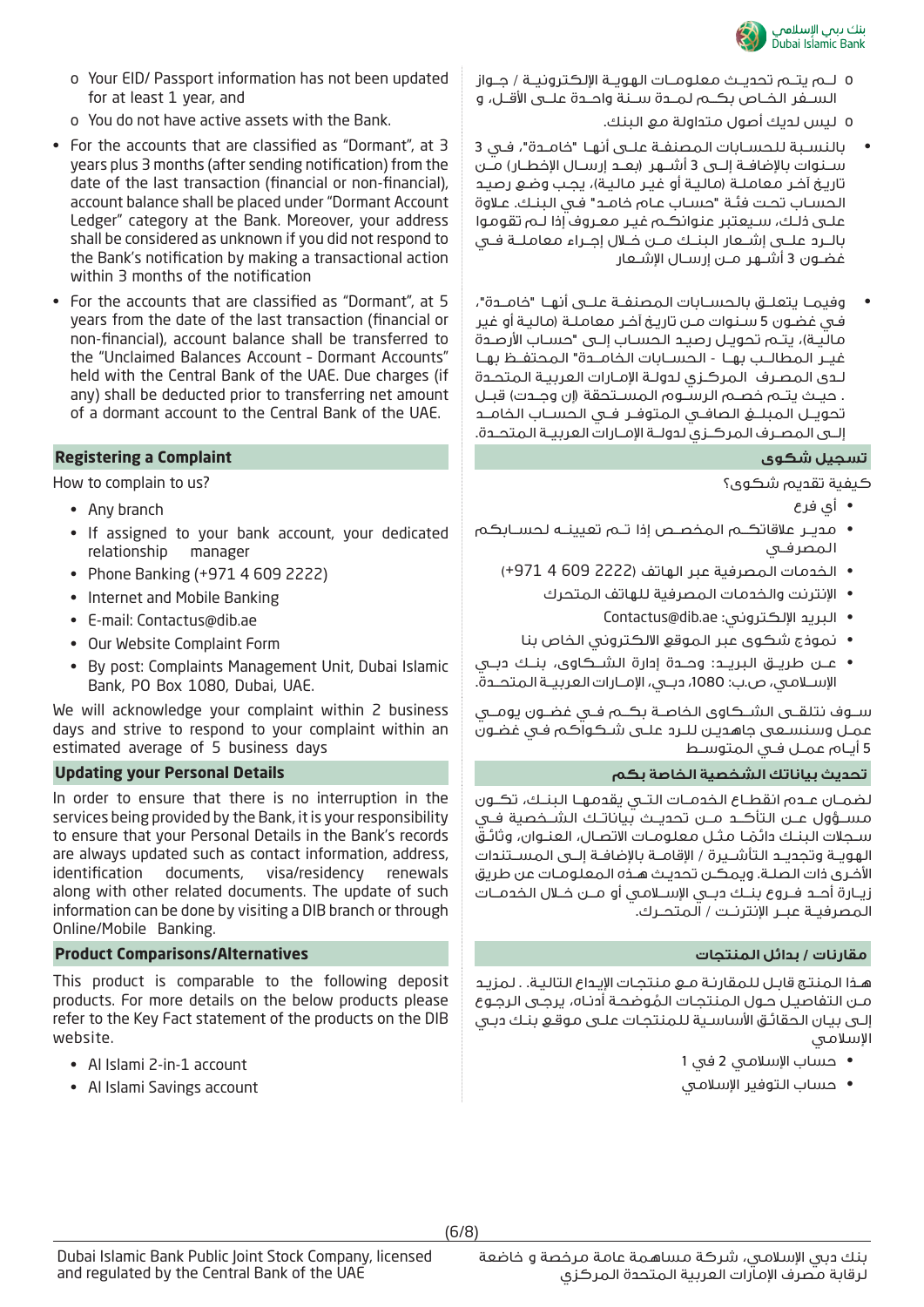- Your EID/ Passport information has not been updated for at least 1 year, and
- You do not have active assets with the Bank.

- For the accounts that are classified as "Dormant", at 3 years plus 3 months (after sending notification) from the date of the last transaction (financial or non-financial), account balance shall be placed under "Dormant Account Ledger" category at the Bank. Moreover, your address shall be considered as unknown if you did not respond to the Bank's notification by making a transactional action within 3 months of the notification
- For the accounts that are classified as "Dormant", at 5 years from the date of the last transaction (financial or non-financial), account balance shall be transferred to the "Unclaimed Balances Account - Dormant Accounts" held with the Central Bank of the UAE. Due charges (if any) shall be deducted prior to transferring net amount of a dormant account to the Central Bank of the UAE.

## Registering a Complaint

How to complain to us?

- Any branch
- If assigned to your bank account, your dedicated relationship manager
- Phone Banking (+971 4 609 2222)
- Internet and Mobile Banking
- E-mail: Contactus@dib.ae
- Our Website Complaint Form
- By post: Complaints Management Unit, Dubai Islamic Bank, PO Box 1080, Dubai, UAE.

We will acknowledge your complaint within 2 business days and strive to respond to your complaint within an estimated average of 5 business days

## Updating your Personal Details

In order to ensure that there is no interruption in the services being provided by the Bank, it is your responsibility to ensure that your Personal Details in the Bank's records are always updated such as contact information, address, identification documents, visa/residency renewals along with other related documents. The update of such information can be done by visiting a DIB branch or through Online/Mobile Banking.

## Product Comparisons/Alternatives

This product is comparable to the following deposit products. For more details on the below products please refer to the Key Fact statement of the products on the DIB website.

- Al Islami 2-in-1 account
- Al Islami Savings account

---

- لـم يتـم تحديـث معلومـات الهويـة الإلكترونيـة / جـواز السـفر الخـاص بكـم لمـدة سـنة واحـدة علـى الأقـل، و
- ليس لديك أصول متداولة مع البنك.

- بالنسـبة للحسـابات المصنفـة علـى أنهـا "خامـدة"، فـي 3 سـنوات بالإضافـة إلـى 3 أشـهر (بعـد إرسـال الإخطـار) مـن تاريـخ آخـر معاملـة (ماليـة أو غيـر ماليـة)، يجـب وضـع رصيـد الحسـاب تحـت فئـة "حسـاب عـام خامـد" فـي البنـك. علاوة علـى ذلـك، سـيعتبر عناوينكـم غيـر معـروف إذا لـم تقومـوا بالـرد علـى إشـعار البنـك مـن خـلال إجـراء معاملـة فـي غضـون 3 أشـهر مـن إرسـال الإشـعار
- وفيمـا يتعلـق بالحسـابات المصنفـة علـى أنهـا "خامـدة"، فـي غضـون 5 سـنوات مـن تاريـخ آخـر معاملـة (ماليـة أو غيـر ماليـة)، يتـم تحويـل رصيـد الحسـاب إلـى "حسـاب الأرصـدة غيـر المطالـب بهـا - الحسـابات الخامـدة" المحتفـظ بهـا لـدى المصـرف المركـزي لدولـة الإمـارات العربيـة المتحـدة . حيـث يتـم خصـم الرسـوم المسـتحقة (إن وجـدت) قبـل تحويـل المبلـغ الصافـي المتوفـر فـي الحسـاب الخامـد إلـى المصـرف المركـزي لدولـة الإمـارات العربيـة المتحـدة.

## تسجيل شكوى

كيفية تقديم شكوى؟

- أي فرع
- مديـر علاقاتكـم المخصـص إذا تـم تعيينـه لحسـابكم المصرفـي
- الخدمات المصرفية عبر الهاتف (2222 609 4 971+)
- الإنترنت والخدمات المصرفية للهاتف المتحرك
- البريد الإلكتروني: Contactus@dib.ae
- نموذج شكوى عبر الموقع الالكتروني الخاص بنا
- عـن طريـق البريـد: وحـدة إدارة الشـكاوى، بنـك دبـي الإسـلامي، ص.ب: 1080، دبـي، الإمـارات العربيـة المتحـدة.

سـوف نتلقـى الشـكاوى الخاصـة بكـم فـي غضـون يومـي عمـل وسنسـعى جاهديـن للـرد علـى شـكواكم فـي غضـون 5 أيـام عمـل فـي المتوسـط

## تحديث بياناتك الشخصية الخاصة بكم

لضمـان عـدم انقطـاع الخدمـات التـي يقدمهـا البنـك، تكـون مسـؤول عـن التأكـد مـن تحديـث بياناتـك الشـخصية فـي سـجلات البنـك دائمًا مثـل معلومـات الاتصـال، العنـوان، وثائـق الهويـة وتجديـد التأشـيرة / الإقامـة بالإضافـة إلـى المسـتندات الأخـرى ذات الصلـة. ويمكـن تحديـث هـذه المعلومـات عن طريق زيـارة أحـد فـروع بنـك دبـي الإسـلامي أو مـن خـلال الخدمـات المصرفيـة عبـر الإنترنـت / المتحـرك.

## مقارنات / بدائل المنتجات

هـذا المنتج قابـل للمقارنـة مـع منتجـات الإيداع التاليـة. . لمزيـد مـن التفاصيـل حـول المنتجـات المُوضحـة أدنـاه، يرجـى الرجـوع إلـى بيـان الحقائـق الأساسـية للمنتجـات علـى موقـع بنـك دبـي الإسـلامي

- حساب الإسلامي 2 في 1
- حساب التوفير الإسلامي

Dubai Islamic Bank Public Joint Stock Company, licensed and regulated by the Central Bank of the UAE

بنك دبي الإسلامي، شركة مساهمة عامة مرخصة و خاضعة لرقابة مصرف الإمارات العربية المتحدة المركزي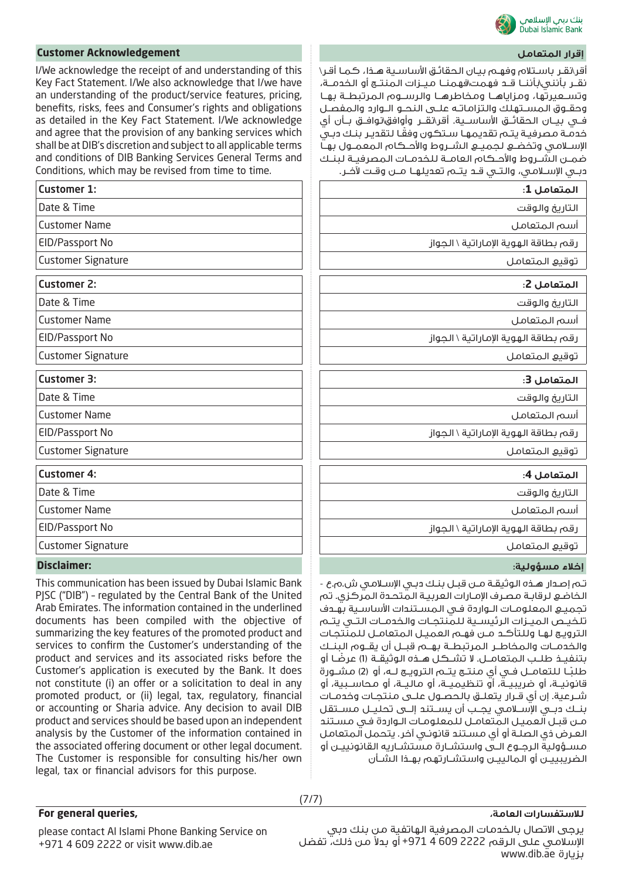## Customer Acknowledgement

I/We acknowledge the receipt of and understanding of this Key Fact Statement. I/We also acknowledge that I/we have an understanding of the product/service features, pricing, benefits, risks, fees and Consumer's rights and obligations as detailed in the Key Fact Statement. I/We acknowledge and agree that the provision of any banking services which shall be at DIB's discretion and subject to all applicable terms and conditions of DIB Banking Services General Terms and Conditions, which may be revised from time to time.

## إقرار المتعامل

أقر\نقر باستلام وفهم بيان الحقائق الأساسية هذا، كما أقر\نقر بأنني\أننا قد فهمت\فهمنا ميزات المنتج أو الخدمة، وتسعيرتها، ومزاياها ومخاطرها والرسوم المرتبطة بها وحقوق المستهلك والتزاماته على النحو الوارد والمفصل في بيان الحقائق الأساسية. أقر\نقر وأوافق\نوافق بأن أي خدمة مصرفية يتم تقديمها ستكون وفقًا لتقدير بنك دبي الإسلامي وتخضع لجميع الشروط والأحكام المعمول بها ضمن الشروط والأحكام العامة للخدمات المصرفية لبنك دبي الإسلامي، والتي قد يتم تعديلها من وقت لآخر.

| Customer 1: | المتعامل 1: |
|---|---|
| Date & Time | التاريخ والوقت |
| Customer Name | أسم المتعامل |
| EID/Passport No | رقم بطاقة الهوية الإماراتية \ الجواز |
| Customer Signature | توقيع المتعامل |

| Customer 2: | المتعامل 2: |
|---|---|
| Date & Time | التاريخ والوقت |
| Customer Name | أسم المتعامل |
| EID/Passport No | رقم بطاقة الهوية الإماراتية \ الجواز |
| Customer Signature | توقيع المتعامل |

| Customer 3: | المتعامل 3: |
|---|---|
| Date & Time | التاريخ والوقت |
| Customer Name | أسم المتعامل |
| EID/Passport No | رقم بطاقة الهوية الإماراتية \ الجواز |
| Customer Signature | توقيع المتعامل |

| Customer 4: | المتعامل 4: |
|---|---|
| Date & Time | التاريخ والوقت |
| Customer Name | أسم المتعامل |
| EID/Passport No | رقم بطاقة الهوية الإماراتية \ الجواز |
| Customer Signature | توقيع المتعامل |

## Disclaimer:

This communication has been issued by Dubai Islamic Bank PJSC ("DIB") - regulated by the Central Bank of the United Arab Emirates. The information contained in the underlined documents has been compiled with the objective of summarizing the key features of the promoted product and services to confirm the Customer's understanding of the product and services and its associated risks before the Customer's application is executed by the Bank. It does not constitute (i) an offer or a solicitation to deal in any promoted product, or (ii) legal, tax, regulatory, financial or accounting or Sharia advice. Any decision to avail DIB product and services should be based upon an independent analysis by the Customer of the information contained in the associated offering document or other legal document. The Customer is responsible for consulting his/her own legal, tax or financial advisors for this purpose.

## إخلاء مسؤولية:

تم إصدار هذه الوثيقة من قبل بنك دبي الإسلامي ش.م.ع - الخاضع لرقابة مصرف الإمارات العربية المتحدة المركزي. تم تجميع المعلومات الواردة في المستندات الأساسية بهدف تلخيص الميزات الرئيسية للمنتجات والخدمات التي يتم الترويج لها وللتأكد من فهم العميل المتعامل للمنتجات والخدمات والمخاطر المرتبطة بهم قبل أن يقوم البنك بتنفيذ طلب المتعامل. لا تشكل هذه الوثيقة (1) عرضًا أو طلبًا للتعامل في أي منتج يتم الترويج له، أو (2) مشورة قانونية، أو ضريبية، أو تنظيمية، أو مالية، أو محاسبية، أو شرعية. إن أي قرار يتعلق بالحصول على منتجات وخدمات بنك دبي الإسلامي يجب أن يستند إلى تحليل مستقل من قبل العميل المتعامل للمعلومات الواردة في مستند العرض ذي الصلة أو أي مستند قانوني آخر. يتحمل المتعامل مسؤولية الرجوع الى واستشارة مستشاريه القانونيين أو الضريبيين أو الماليين واستشارتهم بهذا الشأن

**For general queries,**

please contact Al Islami Phone Banking Service on +971 4 609 2222 or visit www.dib.ae

**للاستفسارات العامة،**

يرجى الاتصال بالخدمات المصرفية الهاتفية من بنك دبي الإسلامي على الرقم 2222 609 4 971+ أو بدلاً من ذلك، تفضل بزيارة www.dib.ae